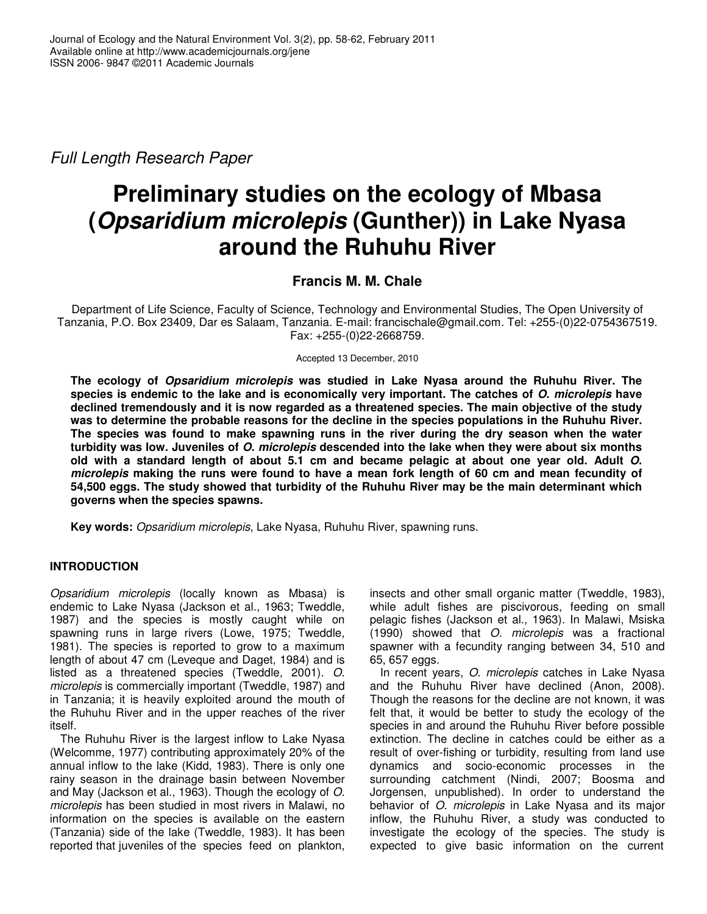*Full Length Research Paper*

# Preliminary studies on the ecology of Mbasa (*Opsaridium microlepis* (Gunther)) in Lake Nyasa around the Ruhuhu River

**Francis M. M. Chale**

Department of Life Science, Faculty of Science, Technology and Environmental Studies, The Open University of Tanzania, P.O. Box 23409, Dar es Salaam, Tanzania. E-mail: francischale@gmail.com. Tel: +255-(0)22-0754367519. Fax: +255-(0)22-2668759.

Accepted 13 December, 2010

**The ecology of *Opsaridium microlepis* was studied in Lake Nyasa around the Ruhuhu River. The species is endemic to the lake and is economically very important. The catches of *O. microlepis* have declined tremendously and it is now regarded as a threatened species. The main objective of the study was to determine the probable reasons for the decline in the species populations in the Ruhuhu River. The species was found to make spawning runs in the river during the dry season when the water turbidity was low. Juveniles of *O. microlepis* descended into the lake when they were about six months old with a standard length of about 5.1 cm and became pelagic at about one year old. Adult *O. microlepis* making the runs were found to have a mean fork length of 60 cm and mean fecundity of 54,500 eggs. The study showed that turbidity of the Ruhuhu River may be the main determinant which governs when the species spawns.**

**Key words:** *Opsaridium microlepis*, Lake Nyasa, Ruhuhu River, spawning runs.

## INTRODUCTION

*Opsaridium microlepis* (locally known as Mbasa) is endemic to Lake Nyasa (Jackson et al., 1963; Tweddle, 1987) and the species is mostly caught while on spawning runs in large rivers (Lowe, 1975; Tweddle, 1981). The species is reported to grow to a maximum length of about 47 cm (Leveque and Daget, 1984) and is listed as a threatened species (Tweddle, 2001). *O. microlepis* is commercially important (Tweddle, 1987) and in Tanzania; it is heavily exploited around the mouth of the Ruhuhu River and in the upper reaches of the river itself.

The Ruhuhu River is the largest inflow to Lake Nyasa (Welcomme, 1977) contributing approximately 20% of the annual inflow to the lake (Kidd, 1983). There is only one rainy season in the drainage basin between November and May (Jackson et al., 1963). Though the ecology of *O. microlepis* has been studied in most rivers in Malawi, no information on the species is available on the eastern (Tanzania) side of the lake (Tweddle, 1983). It has been reported that juveniles of the species feed on plankton, insects and other small organic matter (Tweddle, 1983), while adult fishes are piscivorous, feeding on small pelagic fishes (Jackson et al., 1963). In Malawi, Msiska (1990) showed that *O. microlepis* was a fractional spawner with a fecundity ranging between 34, 510 and 65, 657 eggs.

In recent years, *O. microlepis* catches in Lake Nyasa and the Ruhuhu River have declined (Anon, 2008). Though the reasons for the decline are not known, it was felt that, it would be better to study the ecology of the species in and around the Ruhuhu River before possible extinction. The decline in catches could be either as a result of over-fishing or turbidity, resulting from land use dynamics and socio-economic processes in the surrounding catchment (Nindi, 2007; Boosma and Jorgensen, unpublished). In order to understand the behavior of *O. microlepis* in Lake Nyasa and its major inflow, the Ruhuhu River, a study was conducted to investigate the ecology of the species. The study is expected to give basic information on the current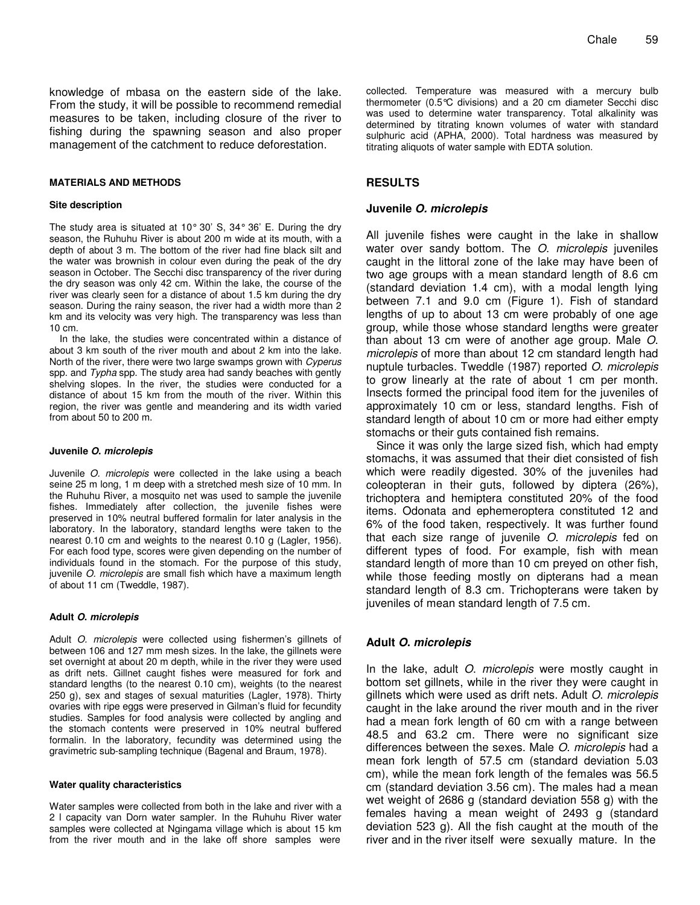knowledge of mbasa on the eastern side of the lake. From the study, it will be possible to recommend remedial measures to be taken, including closure of the river to fishing during the spawning season and also proper management of the catchment to reduce deforestation.

## MATERIALS AND METHODS

### Site description

The study area is situated at 10° 30' S, 34° 36' E. During the dry season, the Ruhuhu River is about 200 m wide at its mouth, with a depth of about 3 m. The bottom of the river had fine black silt and the water was brownish in colour even during the peak of the dry season in October. The Secchi disc transparency of the river during the dry season was only 42 cm. Within the lake, the course of the river was clearly seen for a distance of about 1.5 km during the dry season. During the rainy season, the river had a width more than 2 km and its velocity was very high. The transparency was less than 10 cm.

In the lake, the studies were concentrated within a distance of about 3 km south of the river mouth and about 2 km into the lake. North of the river, there were two large swamps grown with *Cyperus* spp. and *Typha* spp. The study area had sandy beaches with gently shelving slopes. In the river, the studies were conducted for a distance of about 15 km from the mouth of the river. Within this region, the river was gentle and meandering and its width varied from about 50 to 200 m.

### Juvenile *O. microlepis*

Juvenile *O. microlepis* were collected in the lake using a beach seine 25 m long, 1 m deep with a stretched mesh size of 10 mm. In the Ruhuhu River, a mosquito net was used to sample the juvenile fishes. Immediately after collection, the juvenile fishes were preserved in 10% neutral buffered formalin for later analysis in the laboratory. In the laboratory, standard lengths were taken to the nearest 0.10 cm and weights to the nearest 0.10 g (Lagler, 1956). For each food type, scores were given depending on the number of individuals found in the stomach. For the purpose of this study, juvenile *O. microlepis* are small fish which have a maximum length of about 11 cm (Tweddle, 1987).

### Adult *O. microlepis*

Adult *O. microlepis* were collected using fishermen's gillnets of between 106 and 127 mm mesh sizes. In the lake, the gillnets were set overnight at about 20 m depth, while in the river they were used as drift nets. Gillnet caught fishes were measured for fork and standard lengths (to the nearest 0.10 cm), weights (to the nearest 250 g), sex and stages of sexual maturities (Lagler, 1978). Thirty ovaries with ripe eggs were preserved in Gilman's fluid for fecundity studies. Samples for food analysis were collected by angling and the stomach contents were preserved in 10% neutral buffered formalin. In the laboratory, fecundity was determined using the gravimetric sub-sampling technique (Bagenal and Braum, 1978).

### Water quality characteristics

Water samples were collected from both in the lake and river with a 2 l capacity van Dorn water sampler. In the Ruhuhu River water samples were collected at Ngingama village which is about 15 km from the river mouth and in the lake off shore samples were collected. Temperature was measured with a mercury bulb thermometer (0.5°C divisions) and a 20 cm diameter Secchi disc was used to determine water transparency. Total alkalinity was determined by titrating known volumes of water with standard sulphuric acid (APHA, 2000). Total hardness was measured by titrating aliquots of water sample with EDTA solution.

## RESULTS

### Juvenile *O. microlepis*

All juvenile fishes were caught in the lake in shallow water over sandy bottom. The *O. microlepis* juveniles caught in the littoral zone of the lake may have been of two age groups with a mean standard length of 8.6 cm (standard deviation 1.4 cm), with a modal length lying between 7.1 and 9.0 cm (Figure 1). Fish of standard lengths of up to about 13 cm were probably of one age group, while those whose standard lengths were greater than about 13 cm were of another age group. Male *O. microlepis* of more than about 12 cm standard length had nuptule turbacles. Tweddle (1987) reported *O. microlepis* to grow linearly at the rate of about 1 cm per month. Insects formed the principal food item for the juveniles of approximately 10 cm or less, standard lengths. Fish of standard length of about 10 cm or more had either empty stomachs or their guts contained fish remains.

Since it was only the large sized fish, which had empty stomachs, it was assumed that their diet consisted of fish which were readily digested. 30% of the juveniles had coleopteran in their guts, followed by diptera (26%), trichoptera and hemiptera constituted 20% of the food items. Odonata and ephemeroptera constituted 12 and 6% of the food taken, respectively. It was further found that each size range of juvenile *O. microlepis* fed on different types of food. For example, fish with mean standard length of more than 10 cm preyed on other fish, while those feeding mostly on dipterans had a mean standard length of 8.3 cm. Trichopterans were taken by juveniles of mean standard length of 7.5 cm.

### Adult *O. microlepis*

In the lake, adult *O. microlepis* were mostly caught in bottom set gillnets, while in the river they were caught in gillnets which were used as drift nets. Adult *O. microlepis* caught in the lake around the river mouth and in the river had a mean fork length of 60 cm with a range between 48.5 and 63.2 cm. There were no significant size differences between the sexes. Male *O. microlepis* had a mean fork length of 57.5 cm (standard deviation 5.03 cm), while the mean fork length of the females was 56.5 cm (standard deviation 3.56 cm). The males had a mean wet weight of 2686 g (standard deviation 558 g) with the females having a mean weight of 2493 g (standard deviation 523 g). All the fish caught at the mouth of the river and in the river itself were sexually mature. In the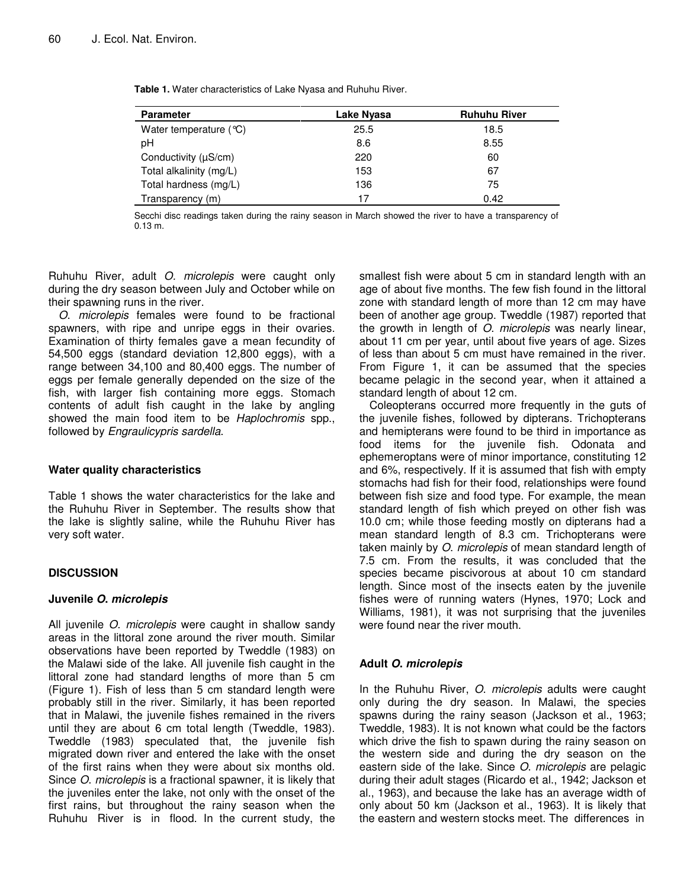**Table 1.** Water characteristics of Lake Nyasa and Ruhuhu River.

| Parameter | Lake Nyasa | Ruhuhu River |
|---|---|---|
| Water temperature (°C) | 25.5 | 18.5 |
| pH | 8.6 | 8.55 |
| Conductivity (µS/cm) | 220 | 60 |
| Total alkalinity (mg/L) | 153 | 67 |
| Total hardness (mg/L) | 136 | 75 |
| Transparency (m) | 17 | 0.42 |

Secchi disc readings taken during the rainy season in March showed the river to have a transparency of 0.13 m.

Ruhuhu River, adult *O. microlepis* were caught only during the dry season between July and October while on their spawning runs in the river.

*O. microlepis* females were found to be fractional spawners, with ripe and unripe eggs in their ovaries. Examination of thirty females gave a mean fecundity of 54,500 eggs (standard deviation 12,800 eggs), with a range between 34,100 and 80,400 eggs. The number of eggs per female generally depended on the size of the fish, with larger fish containing more eggs. Stomach contents of adult fish caught in the lake by angling showed the main food item to be *Haplochromis* spp., followed by *Engraulicypris sardella*.

### Water quality characteristics

Table 1 shows the water characteristics for the lake and the Ruhuhu River in September. The results show that the lake is slightly saline, while the Ruhuhu River has very soft water.

## DISCUSSION

### Juvenile *O. microlepis*

All juvenile *O. microlepis* were caught in shallow sandy areas in the littoral zone around the river mouth. Similar observations have been reported by Tweddle (1983) on the Malawi side of the lake. All juvenile fish caught in the littoral zone had standard lengths of more than 5 cm (Figure 1). Fish of less than 5 cm standard length were probably still in the river. Similarly, it has been reported that in Malawi, the juvenile fishes remained in the rivers until they are about 6 cm total length (Tweddle, 1983). Tweddle (1983) speculated that, the juvenile fish migrated down river and entered the lake with the onset of the first rains when they were about six months old. Since *O. microlepis* is a fractional spawner, it is likely that the juveniles enter the lake, not only with the onset of the first rains, but throughout the rainy season when the Ruhuhu River is in flood. In the current study, the smallest fish were about 5 cm in standard length with an age of about five months. The few fish found in the littoral zone with standard length of more than 12 cm may have been of another age group. Tweddle (1987) reported that the growth in length of *O. microlepis* was nearly linear, about 11 cm per year, until about five years of age. Sizes of less than about 5 cm must have remained in the river. From Figure 1, it can be assumed that the species became pelagic in the second year, when it attained a standard length of about 12 cm.

Coleopterans occurred more frequently in the guts of the juvenile fishes, followed by dipterans. Trichopterans and hemipterans were found to be third in importance as food items for the juvenile fish. Odonata and ephemeroptans were of minor importance, constituting 12 and 6%, respectively. If it is assumed that fish with empty stomachs had fish for their food, relationships were found between fish size and food type. For example, the mean standard length of fish which preyed on other fish was 10.0 cm; while those feeding mostly on dipterans had a mean standard length of 8.3 cm. Trichopterans were taken mainly by *O. microlepis* of mean standard length of 7.5 cm. From the results, it was concluded that the species became piscivorous at about 10 cm standard length. Since most of the insects eaten by the juvenile fishes were of running waters (Hynes, 1970; Lock and Williams, 1981), it was not surprising that the juveniles were found near the river mouth.

### Adult *O. microlepis*

In the Ruhuhu River, *O. microlepis* adults were caught only during the dry season. In Malawi, the species spawns during the rainy season (Jackson et al., 1963; Tweddle, 1983). It is not known what could be the factors which drive the fish to spawn during the rainy season on the western side and during the dry season on the eastern side of the lake. Since *O. microlepis* are pelagic during their adult stages (Ricardo et al., 1942; Jackson et al., 1963), and because the lake has an average width of only about 50 km (Jackson et al., 1963). It is likely that the eastern and western stocks meet. The differences in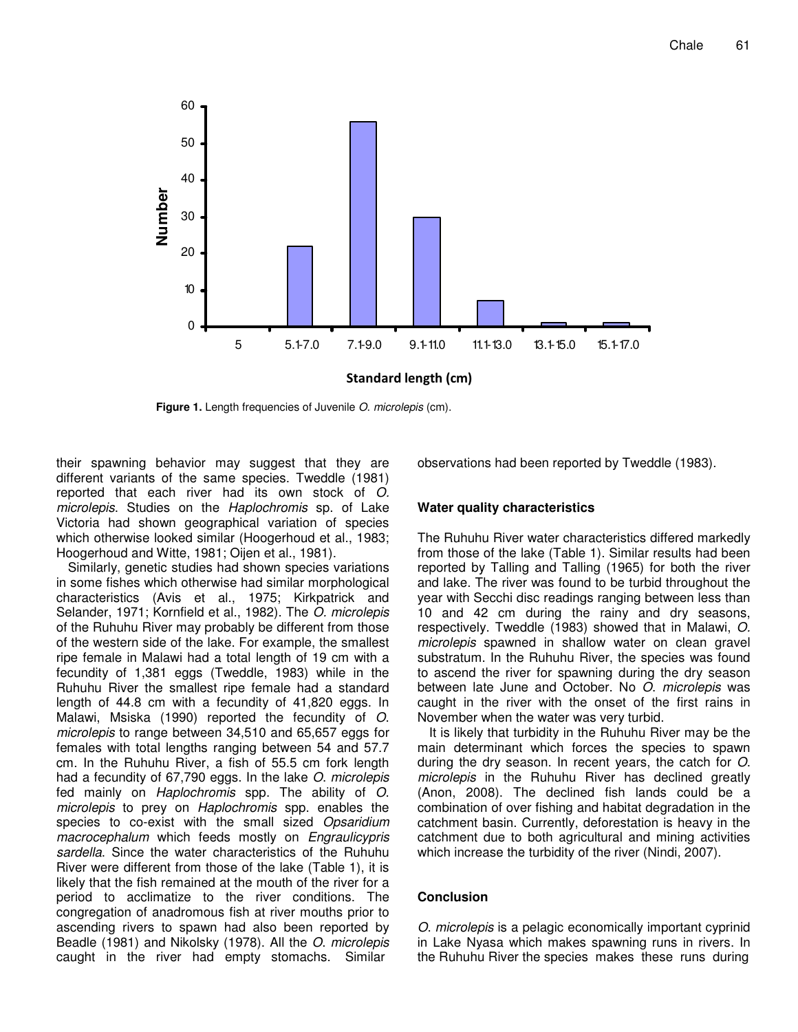**Figure 1.** Length frequencies of Juvenile *O. microlepis* (cm).

their spawning behavior may suggest that they are different variants of the same species. Tweddle (1981) reported that each river had its own stock of *O. microlepis*. Studies on the *Haplochromis* sp. of Lake Victoria had shown geographical variation of species which otherwise looked similar (Hoogerhoud et al., 1983; Hoogerhoud and Witte, 1981; Oijen et al., 1981).

Similarly, genetic studies had shown species variations in some fishes which otherwise had similar morphological characteristics (Avis et al., 1975; Kirkpatrick and Selander, 1971; Kornfield et al., 1982). The *O. microlepis* of the Ruhuhu River may probably be different from those of the western side of the lake. For example, the smallest ripe female in Malawi had a total length of 19 cm with a fecundity of 1,381 eggs (Tweddle, 1983) while in the Ruhuhu River the smallest ripe female had a standard length of 44.8 cm with a fecundity of 41,820 eggs. In Malawi, Msiska (1990) reported the fecundity of *O. microlepis* to range between 34,510 and 65,657 eggs for females with total lengths ranging between 54 and 57.7 cm. In the Ruhuhu River, a fish of 55.5 cm fork length had a fecundity of 67,790 eggs. In the lake *O. microlepis* fed mainly on *Haplochromis* spp. The ability of *O. microlepis* to prey on *Haplochromis* spp. enables the species to co-exist with the small sized *Opsaridium macrocephalum* which feeds mostly on *Engraulicypris sardella*. Since the water characteristics of the Ruhuhu River were different from those of the lake (Table 1), it is likely that the fish remained at the mouth of the river for a period to acclimatize to the river conditions. The congregation of anadromous fish at river mouths prior to ascending rivers to spawn had also been reported by Beadle (1981) and Nikolsky (1978). All the *O. microlepis* caught in the river had empty stomachs. Similar observations had been reported by Tweddle (1983).

### Water quality characteristics

The Ruhuhu River water characteristics differed markedly from those of the lake (Table 1). Similar results had been reported by Talling and Talling (1965) for both the river and lake. The river was found to be turbid throughout the year with Secchi disc readings ranging between less than 10 and 42 cm during the rainy and dry seasons, respectively. Tweddle (1983) showed that in Malawi, *O. microlepis* spawned in shallow water on clean gravel substratum. In the Ruhuhu River, the species was found to ascend the river for spawning during the dry season between late June and October. No *O. microlepis* was caught in the river with the onset of the first rains in November when the water was very turbid.

It is likely that turbidity in the Ruhuhu River may be the main determinant which forces the species to spawn during the dry season. In recent years, the catch for *O. microlepis* in the Ruhuhu River has declined greatly (Anon, 2008). The declined fish lands could be a combination of over fishing and habitat degradation in the catchment basin. Currently, deforestation is heavy in the catchment due to both agricultural and mining activities which increase the turbidity of the river (Nindi, 2007).

### Conclusion

*O. microlepis* is a pelagic economically important cyprinid in Lake Nyasa which makes spawning runs in rivers. In the Ruhuhu River the species makes these runs during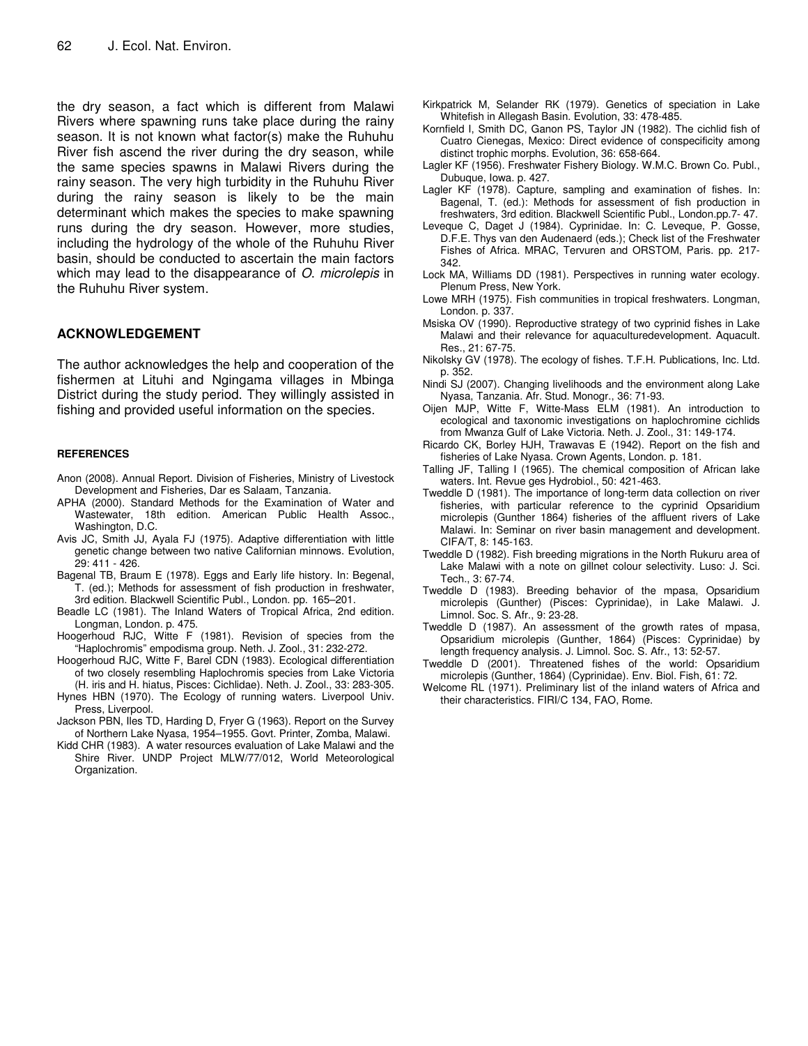the dry season, a fact which is different from Malawi Rivers where spawning runs take place during the rainy season. It is not known what factor(s) make the Ruhuhu River fish ascend the river during the dry season, while the same species spawns in Malawi Rivers during the rainy season. The very high turbidity in the Ruhuhu River during the rainy season is likely to be the main determinant which makes the species to make spawning runs during the dry season. However, more studies, including the hydrology of the whole of the Ruhuhu River basin, should be conducted to ascertain the main factors which may lead to the disappearance of *O. microlepis* in the Ruhuhu River system.

## ACKNOWLEDGEMENT

The author acknowledges the help and cooperation of the fishermen at Lituhi and Ngingama villages in Mbinga District during the study period. They willingly assisted in fishing and provided useful information on the species.

## REFERENCES

Anon (2008). Annual Report. Division of Fisheries, Ministry of Livestock Development and Fisheries, Dar es Salaam, Tanzania.

APHA (2000). Standard Methods for the Examination of Water and Wastewater, 18th edition. American Public Health Assoc., Washington, D.C.

Avis JC, Smith JJ, Ayala FJ (1975). Adaptive differentiation with little genetic change between two native Californian minnows. Evolution, 29: 411 - 426.

Bagenal TB, Braum E (1978). Eggs and Early life history. In: Begenal, T. (ed.); Methods for assessment of fish production in freshwater, 3rd edition. Blackwell Scientific Publ., London. pp. 165–201.

Beadle LC (1981). The Inland Waters of Tropical Africa, 2nd edition. Longman, London. p. 475.

Hoogerhoud RJC, Witte F (1981). Revision of species from the "Haplochromis" empodisma group. Neth. J. Zool., 31: 232-272.

Hoogerhoud RJC, Witte F, Barel CDN (1983). Ecological differentiation of two closely resembling Haplochromis species from Lake Victoria (H. iris and H. hiatus, Pisces: Cichlidae). Neth. J. Zool., 33: 283-305.

Hynes HBN (1970). The Ecology of running waters. Liverpool Univ. Press, Liverpool.

Jackson PBN, Iles TD, Harding D, Fryer G (1963). Report on the Survey of Northern Lake Nyasa, 1954–1955. Govt. Printer, Zomba, Malawi.

Kidd CHR (1983). A water resources evaluation of Lake Malawi and the Shire River. UNDP Project MLW/77/012, World Meteorological Organization.

Kirkpatrick M, Selander RK (1979). Genetics of speciation in Lake Whitefish in Allegash Basin. Evolution, 33: 478-485.

Kornfield I, Smith DC, Ganon PS, Taylor JN (1982). The cichlid fish of Cuatro Cienegas, Mexico: Direct evidence of conspecificity among distinct trophic morphs. Evolution, 36: 658-664.

Lagler KF (1956). Freshwater Fishery Biology. W.M.C. Brown Co. Publ., Dubuque, Iowa. p. 427.

Lagler KF (1978). Capture, sampling and examination of fishes. In: Bagenal, T. (ed.): Methods for assessment of fish production in freshwaters, 3rd edition. Blackwell Scientific Publ., London.pp.7- 47.

Leveque C, Daget J (1984). Cyprinidae. In: C. Leveque, P. Gosse, D.F.E. Thys van den Audenaerd (eds.); Check list of the Freshwater Fishes of Africa. MRAC, Tervuren and ORSTOM, Paris. pp. 217-342.

Lock MA, Williams DD (1981). Perspectives in running water ecology. Plenum Press, New York.

Lowe MRH (1975). Fish communities in tropical freshwaters. Longman, London. p. 337.

Msiska OV (1990). Reproductive strategy of two cyprinid fishes in Lake Malawi and their relevance for aquaculturedevelopment. Aquacult. Res., 21: 67-75.

Nikolsky GV (1978). The ecology of fishes. T.F.H. Publications, Inc. Ltd. p. 352.

Nindi SJ (2007). Changing livelihoods and the environment along Lake Nyasa, Tanzania. Afr. Stud. Monogr., 36: 71-93.

Oijen MJP, Witte F, Witte-Mass ELM (1981). An introduction to ecological and taxonomic investigations on haplochromine cichlids from Mwanza Gulf of Lake Victoria. Neth. J. Zool., 31: 149-174.

Ricardo CK, Borley HJH, Trawavas E (1942). Report on the fish and fisheries of Lake Nyasa. Crown Agents, London. p. 181.

Talling JF, Talling I (1965). The chemical composition of African lake waters. Int. Revue ges Hydrobiol., 50: 421-463.

Tweddle D (1981). The importance of long-term data collection on river fisheries, with particular reference to the cyprinid Opsaridium microlepis (Gunther 1864) fisheries of the affluent rivers of Lake Malawi. In: Seminar on river basin management and development. CIFA/T, 8: 145-163.

Tweddle D (1982). Fish breeding migrations in the North Rukuru area of Lake Malawi with a note on gillnet colour selectivity. Luso: J. Sci. Tech., 3: 67-74.

Tweddle D (1983). Breeding behavior of the mpasa, Opsaridium microlepis (Gunther) (Pisces: Cyprinidae), in Lake Malawi. J. Limnol. Soc. S. Afr., 9: 23-28.

Tweddle D (1987). An assessment of the growth rates of mpasa, Opsaridium microlepis (Gunther, 1864) (Pisces: Cyprinidae) by length frequency analysis. J. Limnol. Soc. S. Afr., 13: 52-57.

Tweddle D (2001). Threatened fishes of the world: Opsaridium microlepis (Gunther, 1864) (Cyprinidae). Env. Biol. Fish, 61: 72.

Welcome RL (1971). Preliminary list of the inland waters of Africa and their characteristics. FIRI/C 134, FAO, Rome.